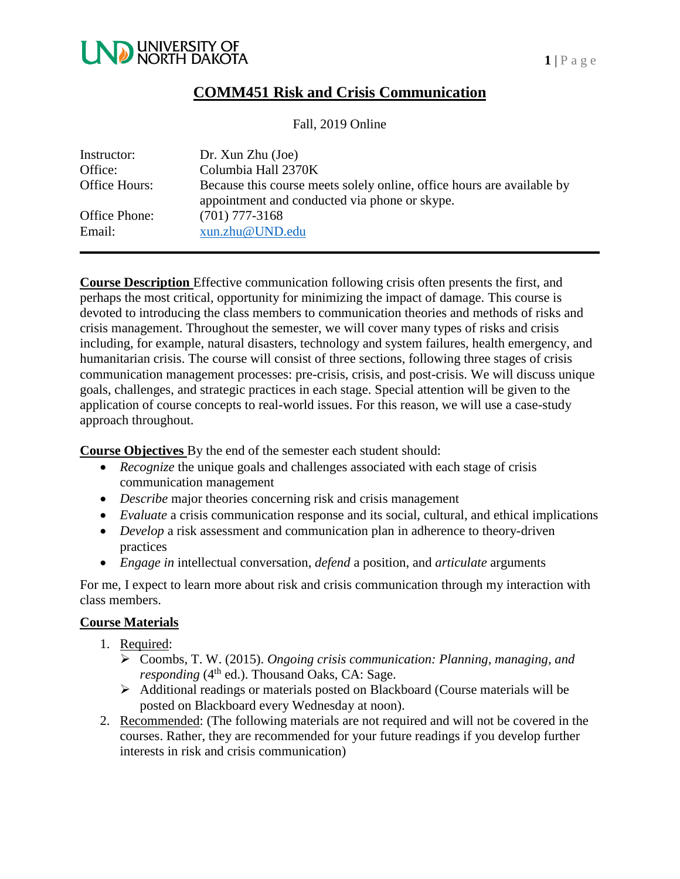# COMM451 Risk and Crisis Communication

Fall, 2019 Online

| | |
|---|---|
| Instructor: | Dr. Xun Zhu (Joe) |
| Office: | Columbia Hall 2370K |
| Office Hours: | Because this course meets solely online, office hours are available by appointment and conducted via phone or skype. |
| Office Phone: | (701) 777-3168 |
| Email: | xun.zhu@UND.edu |

---

**Course Description** Effective communication following crisis often presents the first, and perhaps the most critical, opportunity for minimizing the impact of damage. This course is devoted to introducing the class members to communication theories and methods of risks and crisis management. Throughout the semester, we will cover many types of risks and crisis including, for example, natural disasters, technology and system failures, health emergency, and humanitarian crisis. The course will consist of three sections, following three stages of crisis communication management processes: pre-crisis, crisis, and post-crisis. We will discuss unique goals, challenges, and strategic practices in each stage. Special attention will be given to the application of course concepts to real-world issues. For this reason, we will use a case-study approach throughout.

**Course Objectives** By the end of the semester each student should:

- *Recognize* the unique goals and challenges associated with each stage of crisis communication management
- *Describe* major theories concerning risk and crisis management
- *Evaluate* a crisis communication response and its social, cultural, and ethical implications
- *Develop* a risk assessment and communication plan in adherence to theory-driven practices
- *Engage in* intellectual conversation, *defend* a position, and *articulate* arguments

For me, I expect to learn more about risk and crisis communication through my interaction with class members.

**Course Materials**

1. Required:
   - Coombs, T. W. (2015). *Ongoing crisis communication: Planning, managing, and responding* (4th ed.). Thousand Oaks, CA: Sage.
   - Additional readings or materials posted on Blackboard (Course materials will be posted on Blackboard every Wednesday at noon).
2. Recommended: (The following materials are not required and will not be covered in the courses. Rather, they are recommended for your future readings if you develop further interests in risk and crisis communication)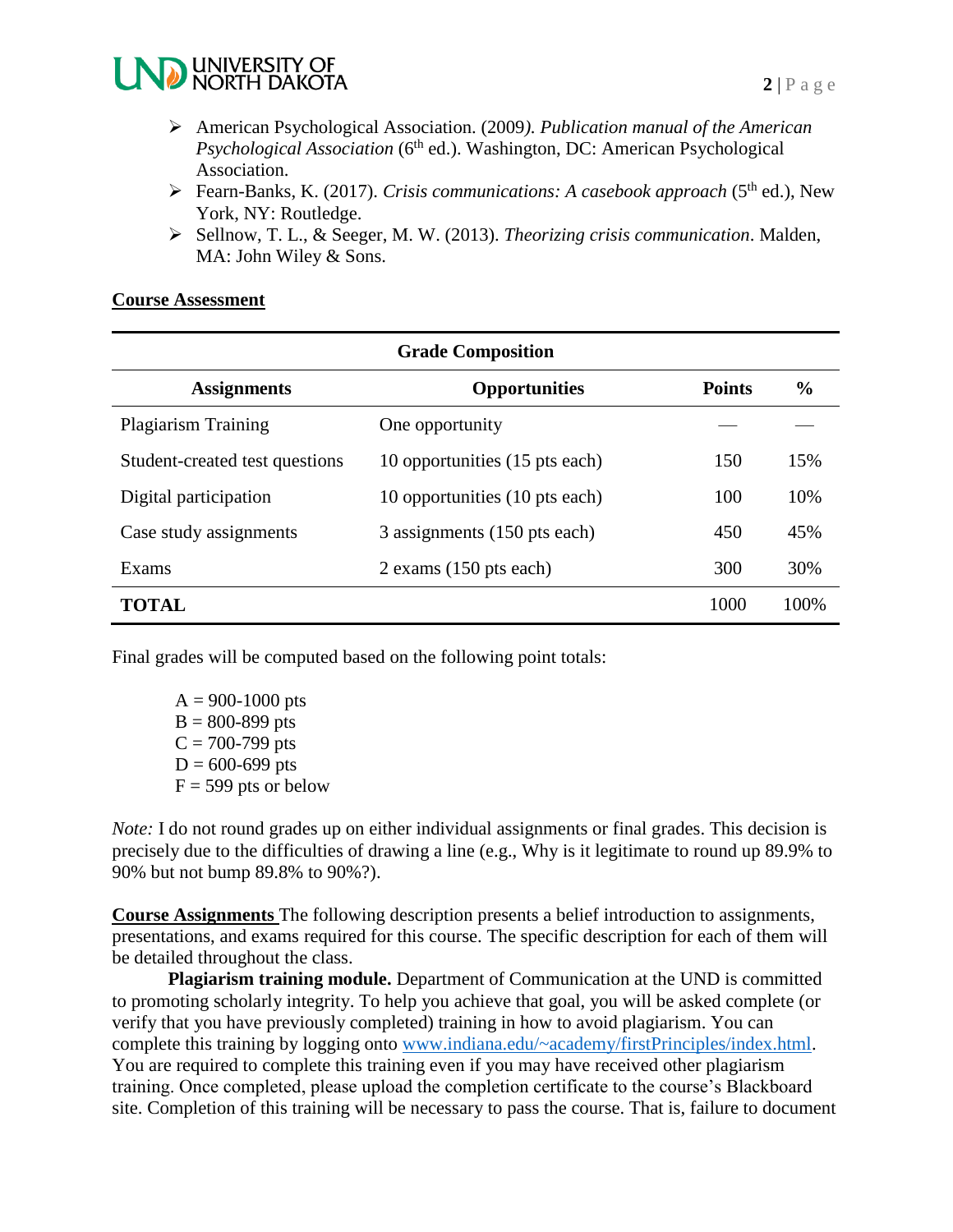- American Psychological Association. (2009*). Publication manual of the American Psychological Association* (6th ed.). Washington, DC: American Psychological Association.
- Fearn-Banks, K. (2017). *Crisis communications: A casebook approach* (5th ed.), New York, NY: Routledge.
- Sellnow, T. L., & Seeger, M. W. (2013). *Theorizing crisis communication*. Malden, MA: John Wiley & Sons.

**Course Assessment**

| Grade Composition | | | |
|---|---|---|---|
| **Assignments** | **Opportunities** | **Points** | **%** |
| Plagiarism Training | One opportunity | — | — |
| Student-created test questions | 10 opportunities (15 pts each) | 150 | 15% |
| Digital participation | 10 opportunities (10 pts each) | 100 | 10% |
| Case study assignments | 3 assignments (150 pts each) | 450 | 45% |
| Exams | 2 exams (150 pts each) | 300 | 30% |
| **TOTAL** | | 1000 | 100% |

Final grades will be computed based on the following point totals:

A = 900-1000 pts
B = 800-899 pts
C = 700-799 pts
D = 600-699 pts
F = 599 pts or below

*Note:* I do not round grades up on either individual assignments or final grades. This decision is precisely due to the difficulties of drawing a line (e.g., Why is it legitimate to round up 89.9% to 90% but not bump 89.8% to 90%?).

**Course Assignments** The following description presents a belief introduction to assignments, presentations, and exams required for this course. The specific description for each of them will be detailed throughout the class.

**Plagiarism training module.** Department of Communication at the UND is committed to promoting scholarly integrity. To help you achieve that goal, you will be asked complete (or verify that you have previously completed) training in how to avoid plagiarism. You can complete this training by logging onto www.indiana.edu/~academy/firstPrinciples/index.html. You are required to complete this training even if you may have received other plagiarism training. Once completed, please upload the completion certificate to the course's Blackboard site. Completion of this training will be necessary to pass the course. That is, failure to document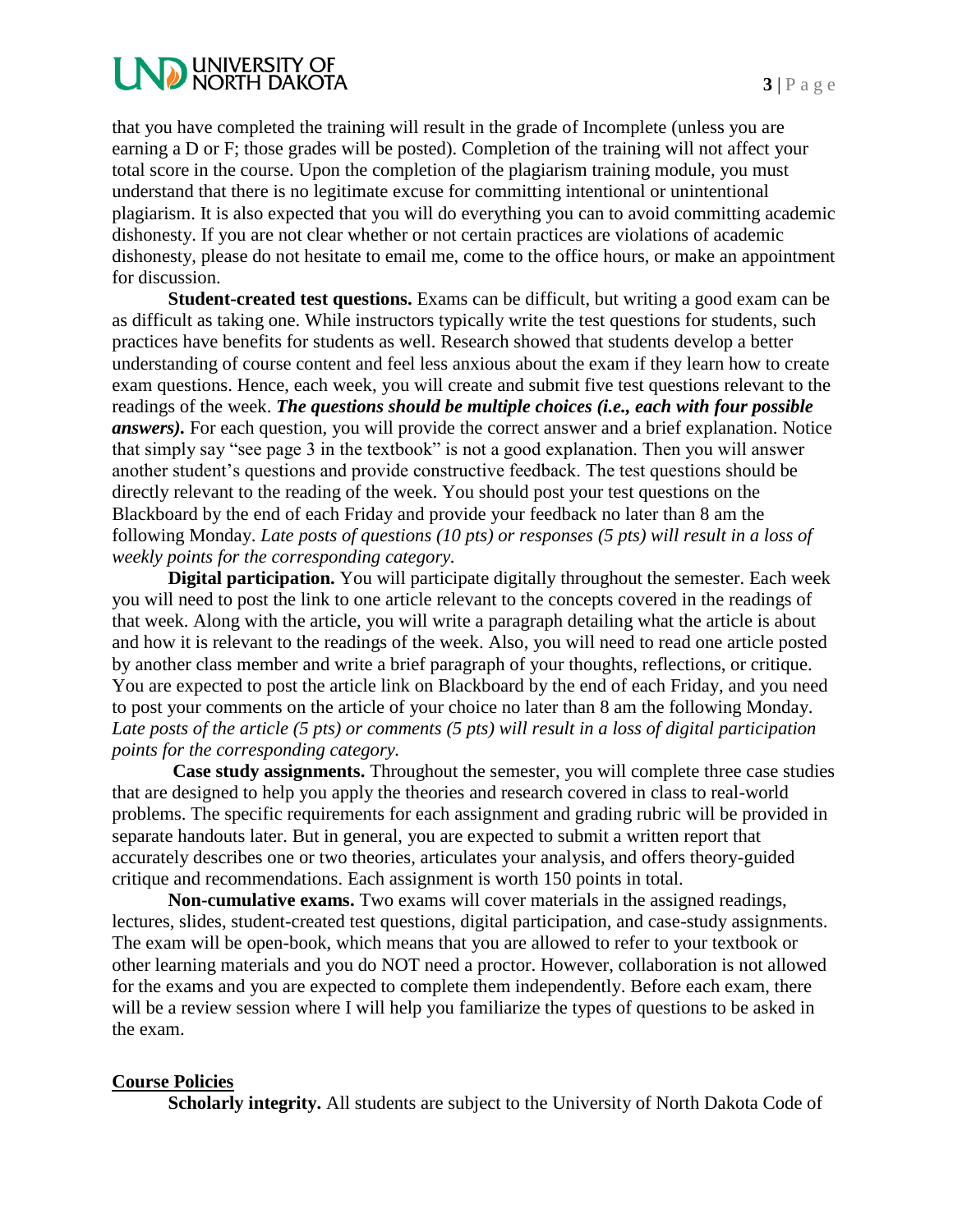that you have completed the training will result in the grade of Incomplete (unless you are earning a D or F; those grades will be posted). Completion of the training will not affect your total score in the course. Upon the completion of the plagiarism training module, you must understand that there is no legitimate excuse for committing intentional or unintentional plagiarism. It is also expected that you will do everything you can to avoid committing academic dishonesty. If you are not clear whether or not certain practices are violations of academic dishonesty, please do not hesitate to email me, come to the office hours, or make an appointment for discussion.

**Student-created test questions.** Exams can be difficult, but writing a good exam can be as difficult as taking one. While instructors typically write the test questions for students, such practices have benefits for students as well. Research showed that students develop a better understanding of course content and feel less anxious about the exam if they learn how to create exam questions. Hence, each week, you will create and submit five test questions relevant to the readings of the week. ***The questions should be multiple choices (i.e., each with four possible answers).*** For each question, you will provide the correct answer and a brief explanation. Notice that simply say "see page 3 in the textbook" is not a good explanation. Then you will answer another student's questions and provide constructive feedback. The test questions should be directly relevant to the reading of the week. You should post your test questions on the Blackboard by the end of each Friday and provide your feedback no later than 8 am the following Monday. *Late posts of questions (10 pts) or responses (5 pts) will result in a loss of weekly points for the corresponding category.*

**Digital participation.** You will participate digitally throughout the semester. Each week you will need to post the link to one article relevant to the concepts covered in the readings of that week. Along with the article, you will write a paragraph detailing what the article is about and how it is relevant to the readings of the week. Also, you will need to read one article posted by another class member and write a brief paragraph of your thoughts, reflections, or critique. You are expected to post the article link on Blackboard by the end of each Friday, and you need to post your comments on the article of your choice no later than 8 am the following Monday. *Late posts of the article (5 pts) or comments (5 pts) will result in a loss of digital participation points for the corresponding category.*

**Case study assignments.** Throughout the semester, you will complete three case studies that are designed to help you apply the theories and research covered in class to real-world problems. The specific requirements for each assignment and grading rubric will be provided in separate handouts later. But in general, you are expected to submit a written report that accurately describes one or two theories, articulates your analysis, and offers theory-guided critique and recommendations. Each assignment is worth 150 points in total.

**Non-cumulative exams.** Two exams will cover materials in the assigned readings, lectures, slides, student-created test questions, digital participation, and case-study assignments. The exam will be open-book, which means that you are allowed to refer to your textbook or other learning materials and you do NOT need a proctor. However, collaboration is not allowed for the exams and you are expected to complete them independently. Before each exam, there will be a review session where I will help you familiarize the types of questions to be asked in the exam.

## Course Policies

**Scholarly integrity.** All students are subject to the University of North Dakota Code of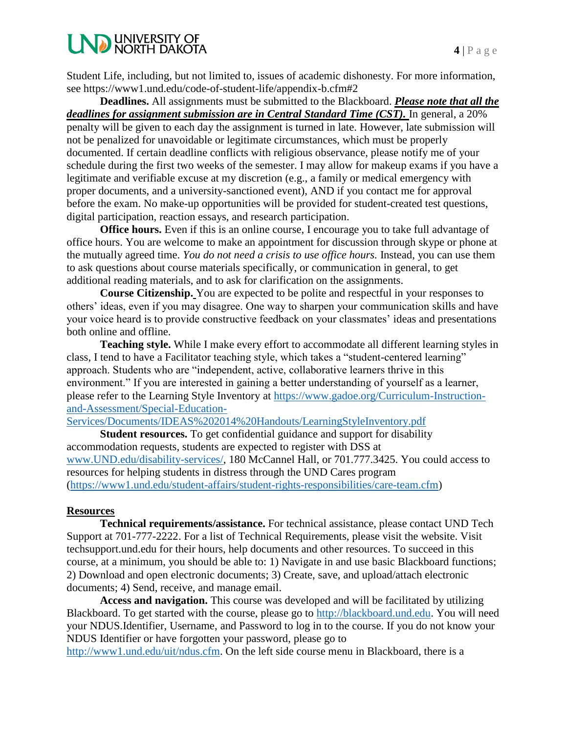Student Life, including, but not limited to, issues of academic dishonesty. For more information, see https://www1.und.edu/code-of-student-life/appendix-b.cfm#2

**Deadlines.** All assignments must be submitted to the Blackboard. ***Please note that all the deadlines for assignment submission are in Central Standard Time (CST).*** In general, a 20% penalty will be given to each day the assignment is turned in late. However, late submission will not be penalized for unavoidable or legitimate circumstances, which must be properly documented. If certain deadline conflicts with religious observance, please notify me of your schedule during the first two weeks of the semester. I may allow for makeup exams if you have a legitimate and verifiable excuse at my discretion (e.g., a family or medical emergency with proper documents, and a university-sanctioned event), AND if you contact me for approval before the exam. No make-up opportunities will be provided for student-created test questions, digital participation, reaction essays, and research participation.

**Office hours.** Even if this is an online course, I encourage you to take full advantage of office hours. You are welcome to make an appointment for discussion through skype or phone at the mutually agreed time. *You do not need a crisis to use office hours.* Instead, you can use them to ask questions about course materials specifically, or communication in general, to get additional reading materials, and to ask for clarification on the assignments.

**Course Citizenship.** You are expected to be polite and respectful in your responses to others' ideas, even if you may disagree. One way to sharpen your communication skills and have your voice heard is to provide constructive feedback on your classmates' ideas and presentations both online and offline.

**Teaching style.** While I make every effort to accommodate all different learning styles in class, I tend to have a Facilitator teaching style, which takes a "student-centered learning" approach. Students who are "independent, active, collaborative learners thrive in this environment." If you are interested in gaining a better understanding of yourself as a learner, please refer to the Learning Style Inventory at https://www.gadoe.org/Curriculum-Instruction-and-Assessment/Special-Education-Services/Documents/IDEAS%202014%20Handouts/LearningStyleInventory.pdf

**Student resources.** To get confidential guidance and support for disability accommodation requests, students are expected to register with DSS at www.UND.edu/disability-services/, 180 McCannel Hall, or 701.777.3425. You could access to resources for helping students in distress through the UND Cares program (https://www1.und.edu/student-affairs/student-rights-responsibilities/care-team.cfm)

## Resources

**Technical requirements/assistance.** For technical assistance, please contact UND Tech Support at 701-777-2222. For a list of Technical Requirements, please visit the website. Visit techsupport.und.edu for their hours, help documents and other resources. To succeed in this course, at a minimum, you should be able to: 1) Navigate in and use basic Blackboard functions; 2) Download and open electronic documents; 3) Create, save, and upload/attach electronic documents; 4) Send, receive, and manage email.

**Access and navigation.** This course was developed and will be facilitated by utilizing Blackboard. To get started with the course, please go to http://blackboard.und.edu. You will need your NDUS.Identifier, Username, and Password to log in to the course. If you do not know your NDUS Identifier or have forgotten your password, please go to http://www1.und.edu/uit/ndus.cfm. On the left side course menu in Blackboard, there is a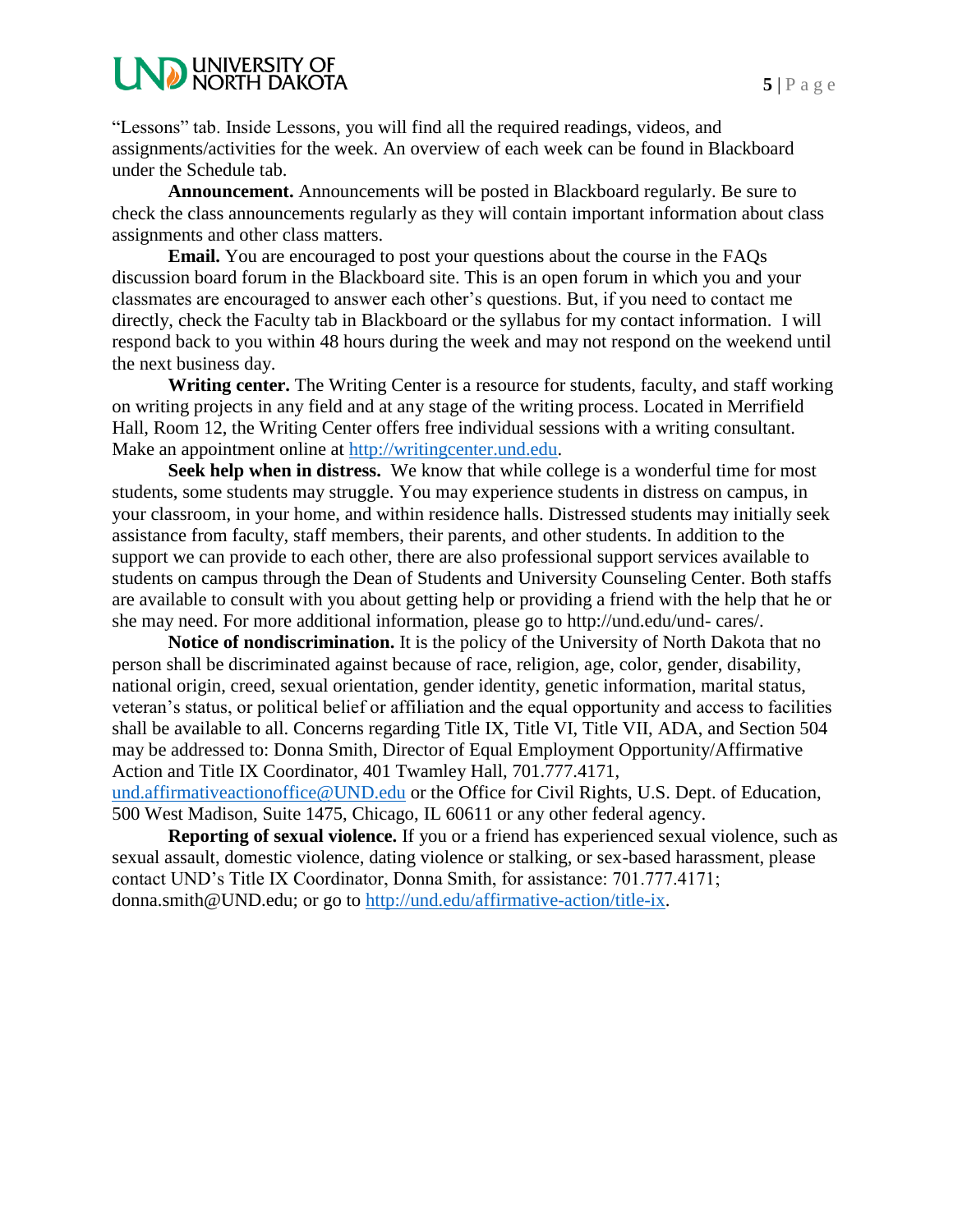“Lessons” tab. Inside Lessons, you will find all the required readings, videos, and assignments/activities for the week. An overview of each week can be found in Blackboard under the Schedule tab.

**Announcement.** Announcements will be posted in Blackboard regularly. Be sure to check the class announcements regularly as they will contain important information about class assignments and other class matters.

**Email.** You are encouraged to post your questions about the course in the FAQs discussion board forum in the Blackboard site. This is an open forum in which you and your classmates are encouraged to answer each other’s questions. But, if you need to contact me directly, check the Faculty tab in Blackboard or the syllabus for my contact information. I will respond back to you within 48 hours during the week and may not respond on the weekend until the next business day.

**Writing center.** The Writing Center is a resource for students, faculty, and staff working on writing projects in any field and at any stage of the writing process. Located in Merrifield Hall, Room 12, the Writing Center offers free individual sessions with a writing consultant. Make an appointment online at http://writingcenter.und.edu.

**Seek help when in distress.** We know that while college is a wonderful time for most students, some students may struggle. You may experience students in distress on campus, in your classroom, in your home, and within residence halls. Distressed students may initially seek assistance from faculty, staff members, their parents, and other students. In addition to the support we can provide to each other, there are also professional support services available to students on campus through the Dean of Students and University Counseling Center. Both staffs are available to consult with you about getting help or providing a friend with the help that he or she may need. For more additional information, please go to http://und.edu/und- cares/.

**Notice of nondiscrimination.** It is the policy of the University of North Dakota that no person shall be discriminated against because of race, religion, age, color, gender, disability, national origin, creed, sexual orientation, gender identity, genetic information, marital status, veteran’s status, or political belief or affiliation and the equal opportunity and access to facilities shall be available to all. Concerns regarding Title IX, Title VI, Title VII, ADA, and Section 504 may be addressed to: Donna Smith, Director of Equal Employment Opportunity/Affirmative Action and Title IX Coordinator, 401 Twamley Hall, 701.777.4171, und.affirmativeactionoffice@UND.edu or the Office for Civil Rights, U.S. Dept. of Education, 500 West Madison, Suite 1475, Chicago, IL 60611 or any other federal agency.

**Reporting of sexual violence.** If you or a friend has experienced sexual violence, such as sexual assault, domestic violence, dating violence or stalking, or sex-based harassment, please contact UND’s Title IX Coordinator, Donna Smith, for assistance: 701.777.4171; donna.smith@UND.edu; or go to http://und.edu/affirmative-action/title-ix.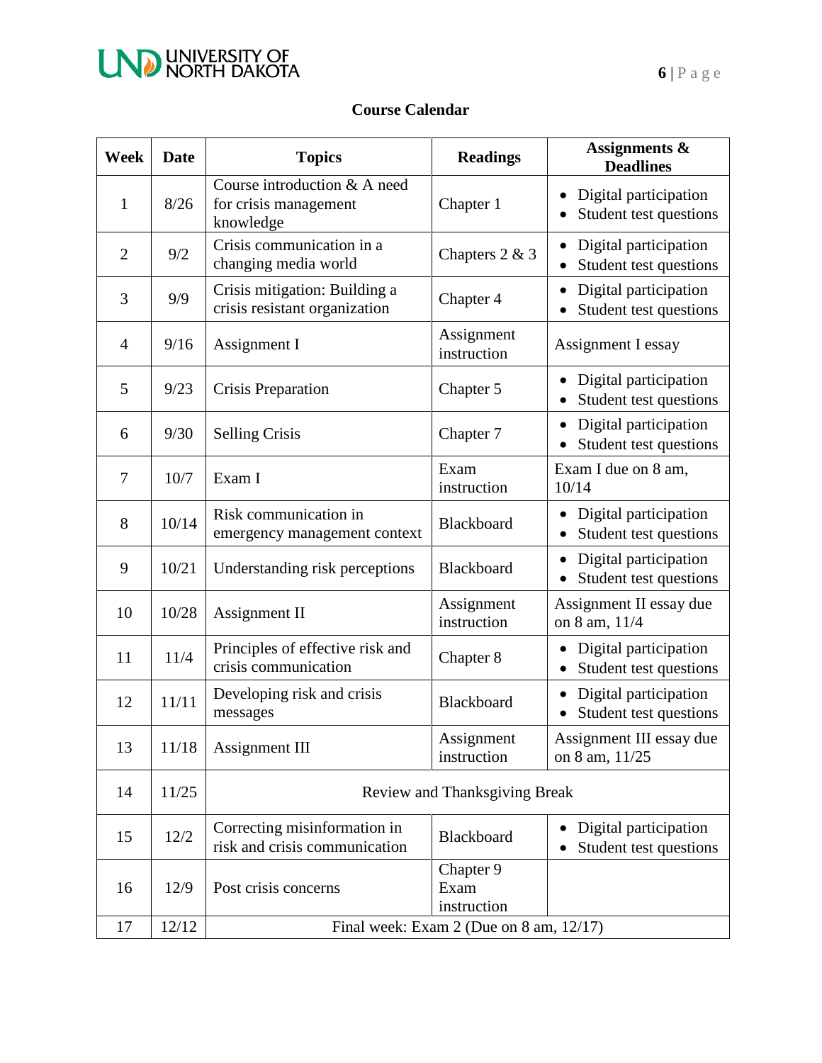**Course Calendar**

| Week | Date | Topics | Readings | Assignments & Deadlines |
|---|---|---|---|---|
| 1 | 8/26 | Course introduction & A need for crisis management knowledge | Chapter 1 | • Digital participation<br>• Student test questions |
| 2 | 9/2 | Crisis communication in a changing media world | Chapters 2 & 3 | • Digital participation<br>• Student test questions |
| 3 | 9/9 | Crisis mitigation: Building a crisis resistant organization | Chapter 4 | • Digital participation<br>• Student test questions |
| 4 | 9/16 | Assignment I | Assignment instruction | Assignment I essay |
| 5 | 9/23 | Crisis Preparation | Chapter 5 | • Digital participation<br>• Student test questions |
| 6 | 9/30 | Selling Crisis | Chapter 7 | • Digital participation<br>• Student test questions |
| 7 | 10/7 | Exam I | Exam instruction | Exam I due on 8 am, 10/14 |
| 8 | 10/14 | Risk communication in emergency management context | Blackboard | • Digital participation<br>• Student test questions |
| 9 | 10/21 | Understanding risk perceptions | Blackboard | • Digital participation<br>• Student test questions |
| 10 | 10/28 | Assignment II | Assignment instruction | Assignment II essay due on 8 am, 11/4 |
| 11 | 11/4 | Principles of effective risk and crisis communication | Chapter 8 | • Digital participation<br>• Student test questions |
| 12 | 11/11 | Developing risk and crisis messages | Blackboard | • Digital participation<br>• Student test questions |
| 13 | 11/18 | Assignment III | Assignment instruction | Assignment III essay due on 8 am, 11/25 |
| 14 | 11/25 | Review and Thanksgiving Break | | |
| 15 | 12/2 | Correcting misinformation in risk and crisis communication | Blackboard | • Digital participation<br>• Student test questions |
| 16 | 12/9 | Post crisis concerns | Chapter 9<br>Exam instruction | |
| 17 | 12/12 | Final week: Exam 2 (Due on 8 am, 12/17) | | |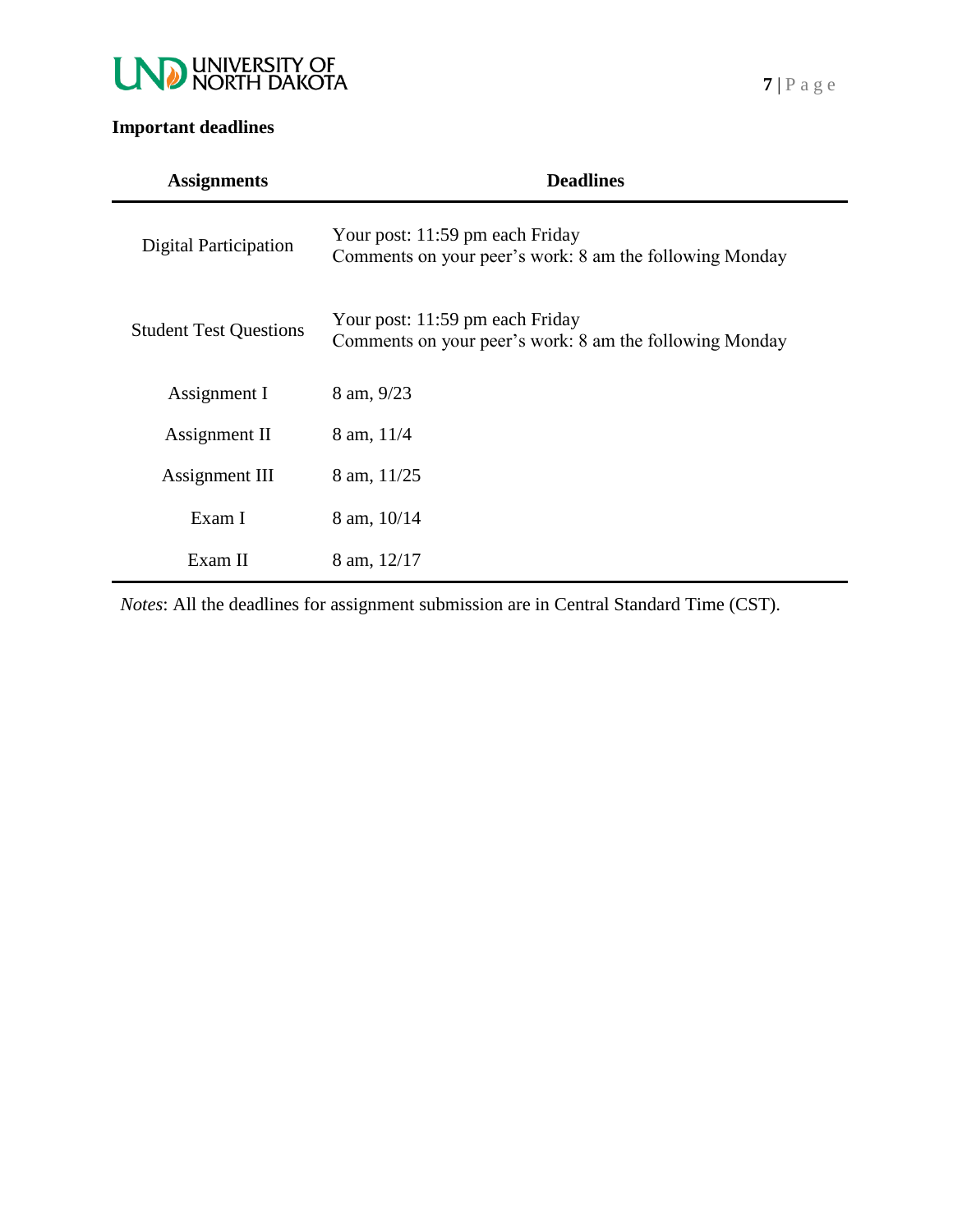**Important deadlines**

| Assignments | Deadlines |
|---|---|
| Digital Participation | Your post: 11:59 pm each Friday<br>Comments on your peer's work: 8 am the following Monday |
| Student Test Questions | Your post: 11:59 pm each Friday<br>Comments on your peer's work: 8 am the following Monday |
| Assignment I | 8 am, 9/23 |
| Assignment II | 8 am, 11/4 |
| Assignment III | 8 am, 11/25 |
| Exam I | 8 am, 10/14 |
| Exam II | 8 am, 12/17 |

*Notes*: All the deadlines for assignment submission are in Central Standard Time (CST).